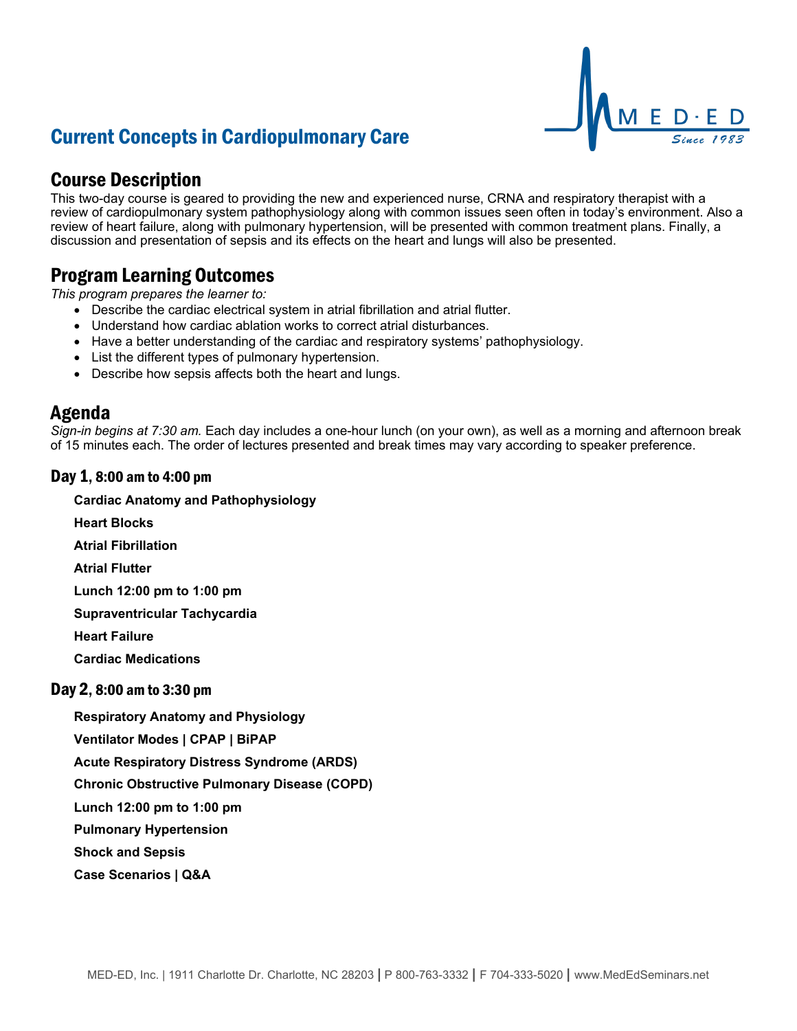# Current Concepts in Cardiopulmonary Care

MED·ED
Since 1983

## Course Description

This two-day course is geared to providing the new and experienced nurse, CRNA and respiratory therapist with a review of cardiopulmonary system pathophysiology along with common issues seen often in today's environment. Also a review of heart failure, along with pulmonary hypertension, will be presented with common treatment plans. Finally, a discussion and presentation of sepsis and its effects on the heart and lungs will also be presented.

## Program Learning Outcomes

*This program prepares the learner to:*

- Describe the cardiac electrical system in atrial fibrillation and atrial flutter.
- Understand how cardiac ablation works to correct atrial disturbances.
- Have a better understanding of the cardiac and respiratory systems' pathophysiology.
- List the different types of pulmonary hypertension.
- Describe how sepsis affects both the heart and lungs.

## Agenda

*Sign-in begins at 7:30 am.* Each day includes a one-hour lunch (on your own), as well as a morning and afternoon break of 15 minutes each. The order of lectures presented and break times may vary according to speaker preference.

### Day 1, 8:00 am to 4:00 pm

**Cardiac Anatomy and Pathophysiology**

**Heart Blocks**

**Atrial Fibrillation**

**Atrial Flutter**

**Lunch 12:00 pm to 1:00 pm**

**Supraventricular Tachycardia**

**Heart Failure**

**Cardiac Medications**

### Day 2, 8:00 am to 3:30 pm

**Respiratory Anatomy and Physiology**

**Ventilator Modes | CPAP | BiPAP**

**Acute Respiratory Distress Syndrome (ARDS)**

**Chronic Obstructive Pulmonary Disease (COPD)**

**Lunch 12:00 pm to 1:00 pm**

**Pulmonary Hypertension**

**Shock and Sepsis**

**Case Scenarios | Q&A**

MED-ED, Inc. | 1911 Charlotte Dr. Charlotte, NC 28203 | P 800-763-3332 | F 704-333-5020 | www.MedEdSeminars.net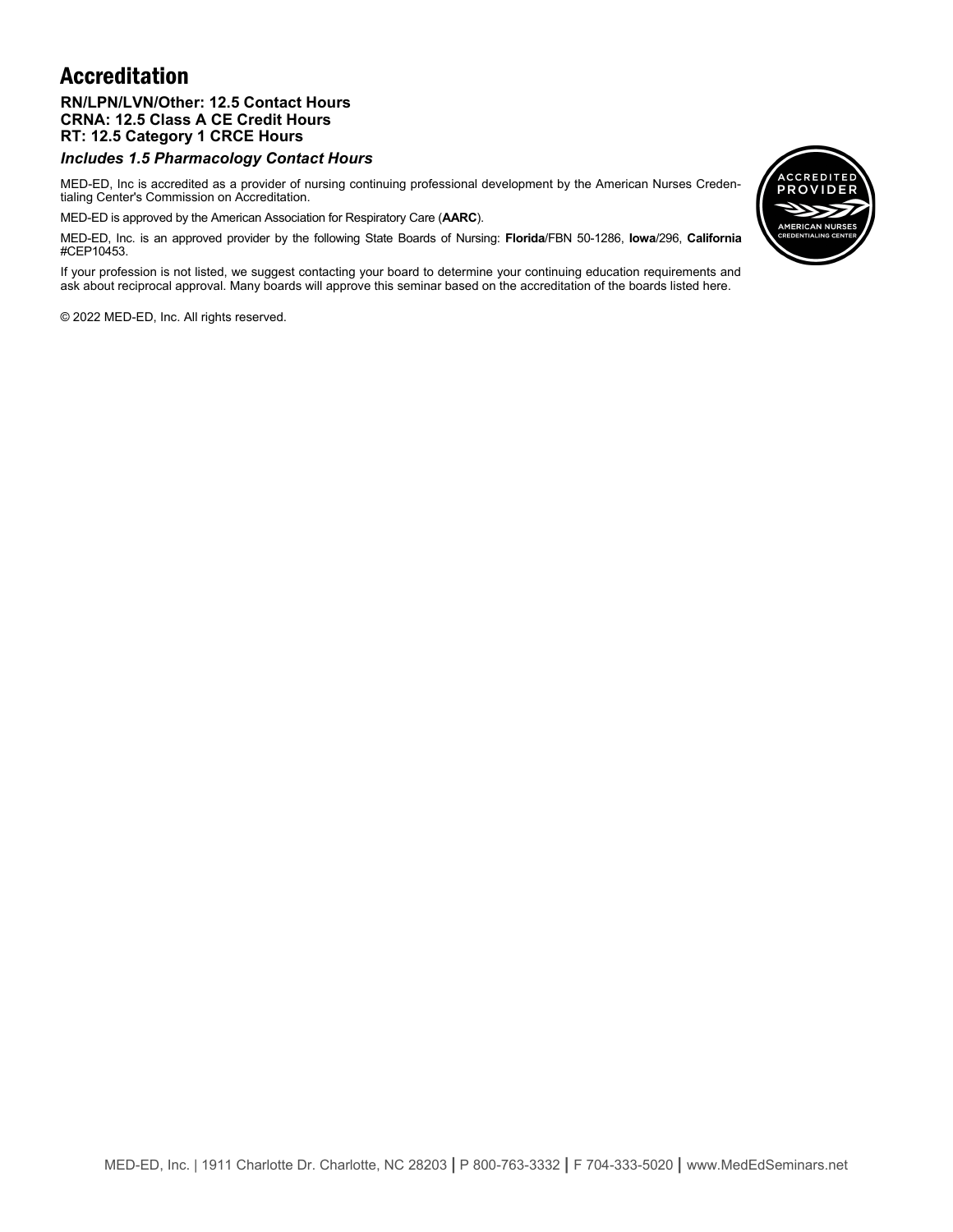## Accreditation

**RN/LPN/LVN/Other: 12.5 Contact Hours**
**CRNA: 12.5 Class A CE Credit Hours**
**RT: 12.5 Category 1 CRCE Hours**

***Includes 1.5 Pharmacology Contact Hours***

MED-ED, Inc is accredited as a provider of nursing continuing professional development by the American Nurses Credentialing Center's Commission on Accreditation.

MED-ED is approved by the American Association for Respiratory Care (**AARC**).

MED-ED, Inc. is an approved provider by the following State Boards of Nursing: **Florida**/FBN 50-1286, **Iowa**/296, **California** #CEP10453.

If your profession is not listed, we suggest contacting your board to determine your continuing education requirements and ask about reciprocal approval. Many boards will approve this seminar based on the accreditation of the boards listed here.

© 2022 MED-ED, Inc. All rights reserved.

MED-ED, Inc. | 1911 Charlotte Dr. Charlotte, NC 28203 | P 800-763-3332 | F 704-333-5020 | www.MedEdSeminars.net